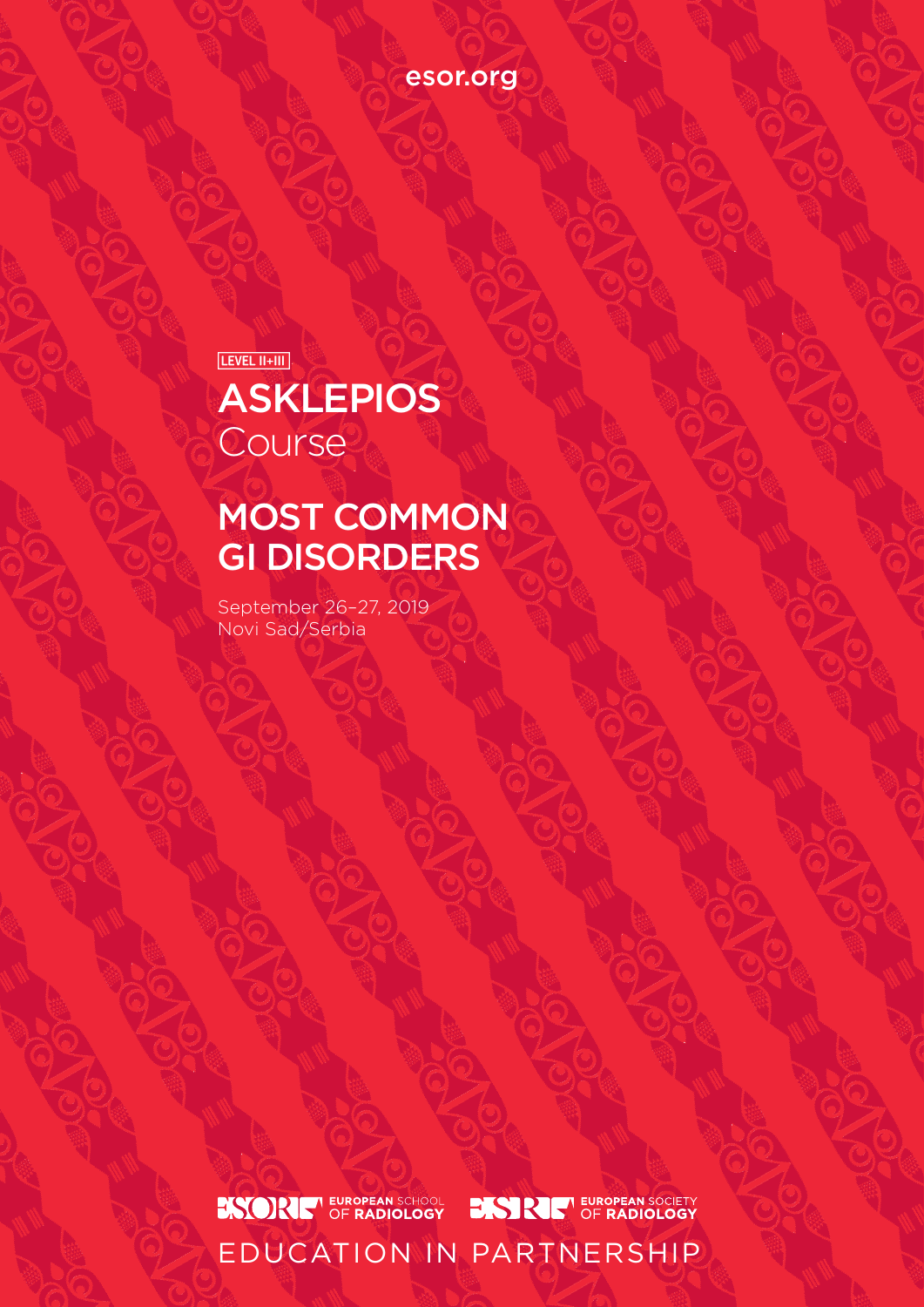esor.org

LEVEL II+III

# ASKLEPIOS Course

# MOST COMMON GI DISORDERS

September 26–27, 2019
Novi Sad/Serbia

ESOR EUROPEAN SCHOOL OF RADIOLOGY

ESR EUROPEAN SOCIETY OF RADIOLOGY

EDUCATION IN PARTNERSHIP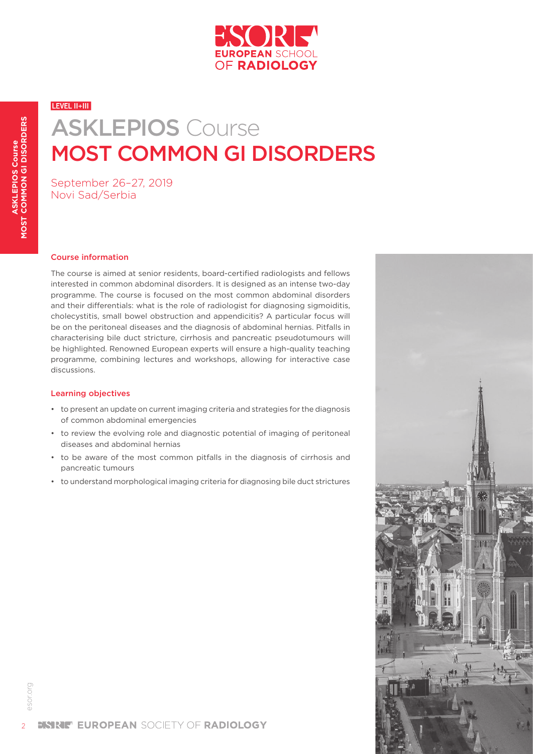LEVEL II+III

# ASKLEPIOS Course
# MOST COMMON GI DISORDERS

September 26–27, 2019
Novi Sad/Serbia

## Course information

The course is aimed at senior residents, board-certified radiologists and fellows interested in common abdominal disorders. It is designed as an intense two-day programme. The course is focused on the most common abdominal disorders and their differentials: what is the role of radiologist for diagnosing sigmoiditis, cholecystitis, small bowel obstruction and appendicitis? A particular focus will be on the peritoneal diseases and the diagnosis of abdominal hernias. Pitfalls in characterising bile duct stricture, cirrhosis and pancreatic pseudotumours will be highlighted. Renowned European experts will ensure a high-quality teaching programme, combining lectures and workshops, allowing for interactive case discussions.

## Learning objectives

- to present an update on current imaging criteria and strategies for the diagnosis of common abdominal emergencies
- to review the evolving role and diagnostic potential of imaging of peritoneal diseases and abdominal hernias
- to be aware of the most common pitfalls in the diagnosis of cirrhosis and pancreatic tumours
- to understand morphological imaging criteria for diagnosing bile duct strictures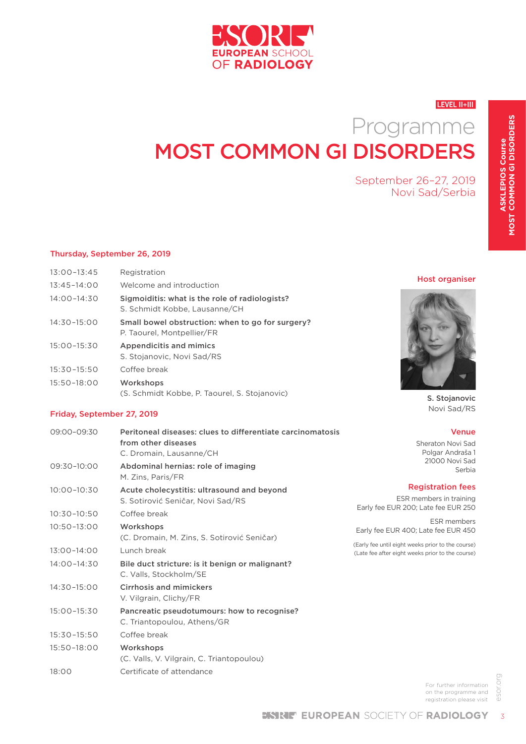# EUROPEAN SCHOOL OF RADIOLOGY

LEVEL II+III

# Programme
# MOST COMMON GI DISORDERS

September 26–27, 2019
Novi Sad/Serbia

ASKLEPIOS Course
MOST COMMON GI DISORDERS

## Thursday, September 26, 2019

| | |
|---|---|
| 13:00–13:45 | Registration |
| 13:45–14:00 | Welcome and introduction |
| 14:00–14:30 | **Sigmoiditis: what is the role of radiologists?**<br>S. Schmidt Kobbe, Lausanne/CH |
| 14:30–15:00 | **Small bowel obstruction: when to go for surgery?**<br>P. Taourel, Montpellier/FR |
| 15:00–15:30 | **Appendicitis and mimics**<br>S. Stojanovic, Novi Sad/RS |
| 15:30–15:50 | Coffee break |
| 15:50–18:00 | **Workshops**<br>(S. Schmidt Kobbe, P. Taourel, S. Stojanovic) |

## Friday, September 27, 2019

| | |
|---|---|
| 09:00–09:30 | **Peritoneal diseases: clues to differentiate carcinomatosis from other diseases**<br>C. Dromain, Lausanne/CH |
| 09:30–10:00 | **Abdominal hernias: role of imaging**<br>M. Zins, Paris/FR |
| 10:00–10:30 | **Acute cholecystitis: ultrasound and beyond**<br>S. Sotirović Seničar, Novi Sad/RS |
| 10:30–10:50 | Coffee break |
| 10:50–13:00 | **Workshops**<br>(C. Dromain, M. Zins, S. Sotirović Seničar) |
| 13:00–14:00 | Lunch break |
| 14:00–14:30 | **Bile duct stricture: is it benign or malignant?**<br>C. Valls, Stockholm/SE |
| 14:30–15:00 | **Cirrhosis and mimickers**<br>V. Vilgrain, Clichy/FR |
| 15:00–15:30 | **Pancreatic pseudotumours: how to recognise?**<br>C. Triantopoulou, Athens/GR |
| 15:30–15:50 | Coffee break |
| 15:50–18:00 | **Workshops**<br>(C. Valls, V. Vilgrain, C. Triantopoulou) |
| 18:00 | Certificate of attendance |

### Host organiser

**S. Stojanovic**
Novi Sad/RS

### Venue

Sheraton Novi Sad
Polgar Andraša 1
21000 Novi Sad
Serbia

### Registration fees

ESR members in training
Early fee EUR 200; Late fee EUR 250

ESR members
Early fee EUR 400; Late fee EUR 450

(Early fee until eight weeks prior to the course)
(Late fee after eight weeks prior to the course)

For further information on the programme and registration please visit esor.org

EUROPEAN SOCIETY OF RADIOLOGY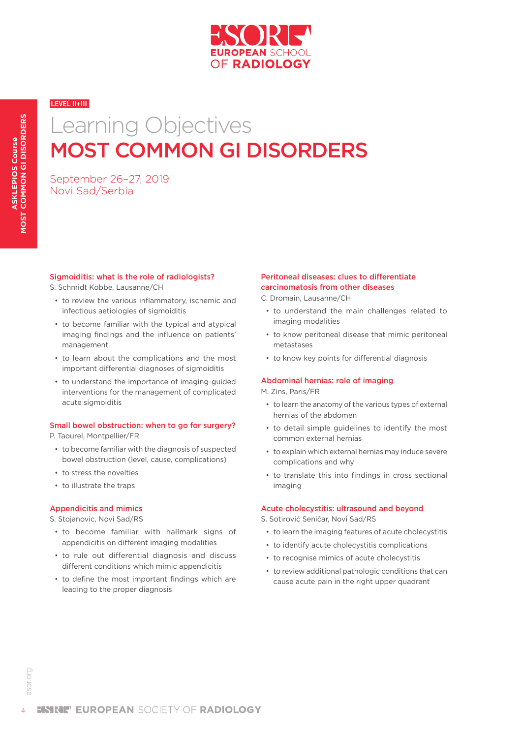LEVEL II+III

# Learning Objectives

# MOST COMMON GI DISORDERS

September 26–27, 2019
Novi Sad/Serbia

### Sigmoiditis: what is the role of radiologists?

S. Schmidt Kobbe, Lausanne/CH

- to review the various inflammatory, ischemic and infectious aetiologies of sigmoiditis
- to become familiar with the typical and atypical imaging findings and the influence on patients' management
- to learn about the complications and the most important differential diagnoses of sigmoiditis
- to understand the importance of imaging-guided interventions for the management of complicated acute sigmoiditis

### Small bowel obstruction: when to go for surgery?

P. Taourel, Montpellier/FR

- to become familiar with the diagnosis of suspected bowel obstruction (level, cause, complications)
- to stress the novelties
- to illustrate the traps

### Appendicitis and mimics

S. Stojanovic, Novi Sad/RS

- to become familiar with hallmark signs of appendicitis on different imaging modalities
- to rule out differential diagnosis and discuss different conditions which mimic appendicitis
- to define the most important findings which are leading to the proper diagnosis

### Peritoneal diseases: clues to differentiate carcinomatosis from other diseases

C. Dromain, Lausanne/CH

- to understand the main challenges related to imaging modalities
- to know peritoneal disease that mimic peritoneal metastases
- to know key points for differential diagnosis

### Abdominal hernias: role of imaging

M. Zins, Paris/FR

- to learn the anatomy of the various types of external hernias of the abdomen
- to detail simple guidelines to identify the most common external hernias
- to explain which external hernias may induce severe complications and why
- to translate this into findings in cross sectional imaging

### Acute cholecystitis: ultrasound and beyond

S. Sotirović Seničar, Novi Sad/RS

- to learn the imaging features of acute cholecystitis
- to identify acute cholecystitis complications
- to recognise mimics of acute cholecystitis
- to review additional pathologic conditions that can cause acute pain in the right upper quadrant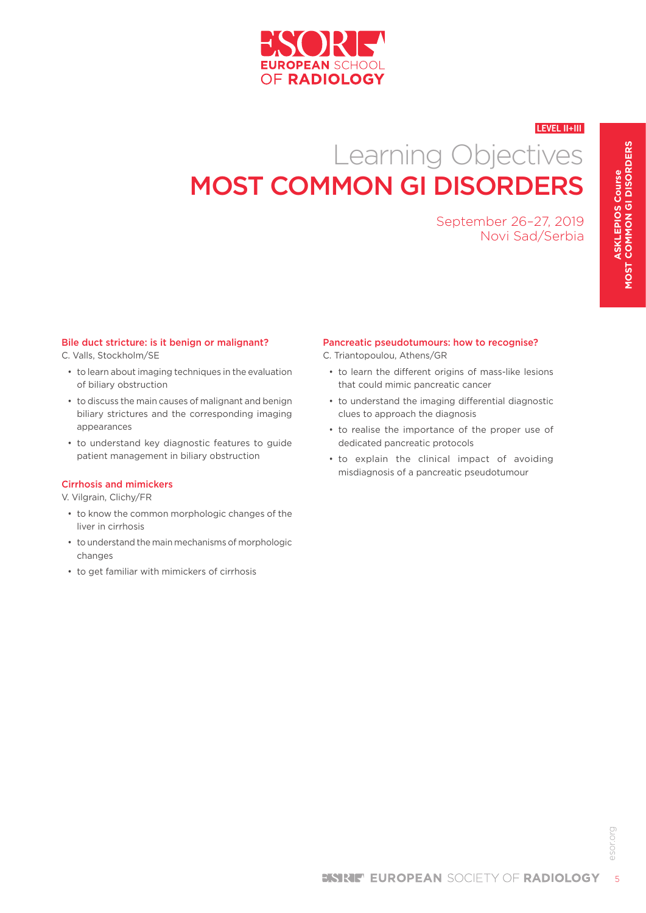LEVEL II+III

# Learning Objectives
# MOST COMMON GI DISORDERS

September 26–27, 2019
Novi Sad/Serbia

### Bile duct stricture: is it benign or malignant?
C. Valls, Stockholm/SE

- to learn about imaging techniques in the evaluation of biliary obstruction
- to discuss the main causes of malignant and benign biliary strictures and the corresponding imaging appearances
- to understand key diagnostic features to guide patient management in biliary obstruction

### Cirrhosis and mimickers
V. Vilgrain, Clichy/FR

- to know the common morphologic changes of the liver in cirrhosis
- to understand the main mechanisms of morphologic changes
- to get familiar with mimickers of cirrhosis

### Pancreatic pseudotumours: how to recognise?
C. Triantopoulou, Athens/GR

- to learn the different origins of mass-like lesions that could mimic pancreatic cancer
- to understand the imaging differential diagnostic clues to approach the diagnosis
- to realise the importance of the proper use of dedicated pancreatic protocols
- to explain the clinical impact of avoiding misdiagnosis of a pancreatic pseudotumour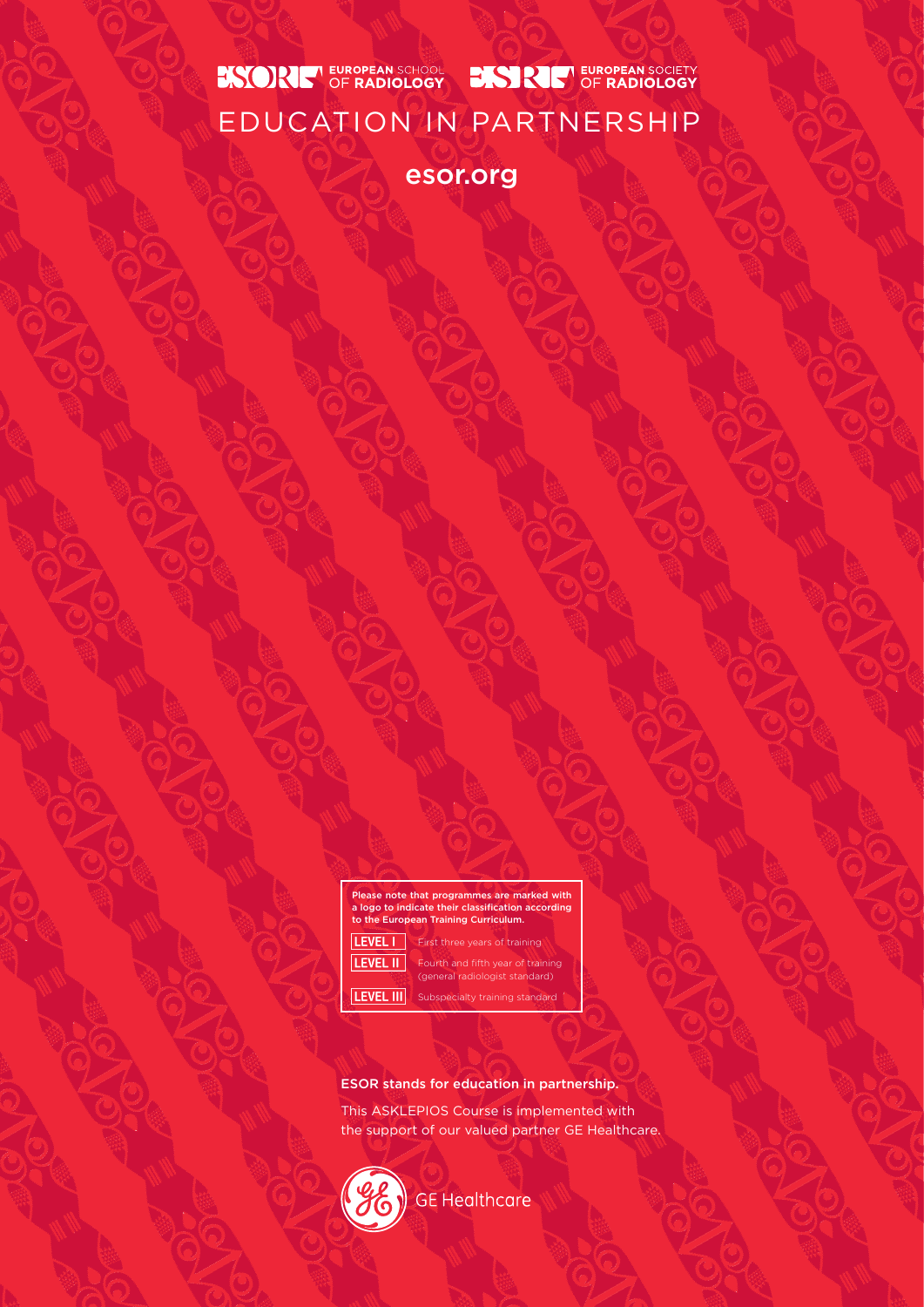EUROPEAN SCHOOL OF RADIOLOGY

EUROPEAN SOCIETY OF RADIOLOGY

# EDUCATION IN PARTNERSHIP

## esor.org

**Please note that programmes are marked with a logo to indicate their classification according to the European Training Curriculum.**

| | |
|---|---|
| LEVEL I | First three years of training |
| LEVEL II | Fourth and fifth year of training (general radiologist standard) |
| LEVEL III | Subspecialty training standard |

ESOR stands for education in partnership.

This ASKLEPIOS Course is implemented with the support of our valued partner GE Healthcare.

GE Healthcare